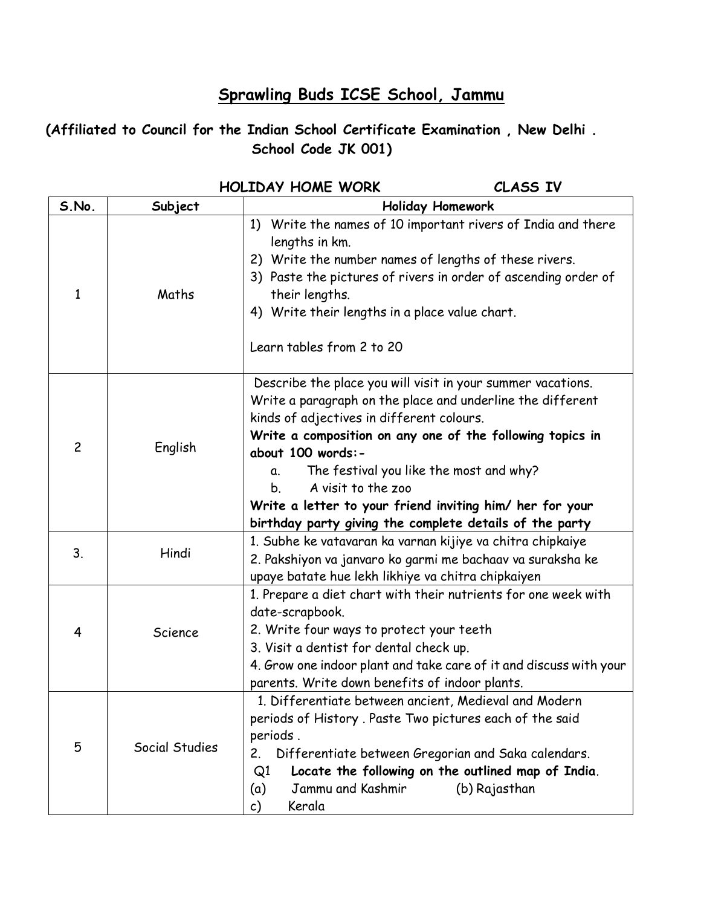# Sprawling Buds ICSE School, Jammu

**(Affiliated to Council for the Indian School Certificate Examination , New Delhi . School Code JK 001)**

**HOLIDAY HOME WORK CLASS IV**

| S.No. | Subject | Holiday Homework |
|---|---|---|
| 1 | Maths | 1) Write the names of 10 important rivers of India and there lengths in km.<br>2) Write the number names of lengths of these rivers.<br>3) Paste the pictures of rivers in order of ascending order of their lengths.<br>4) Write their lengths in a place value chart.<br><br>Learn tables from 2 to 20 |
| 2 | English | Describe the place you will visit in your summer vacations. Write a paragraph on the place and underline the different kinds of adjectives in different colours.<br>**Write a composition on any one of the following topics in about 100 words:-**<br>a. The festival you like the most and why?<br>b. A visit to the zoo<br>**Write a letter to your friend inviting him/ her for your birthday party giving the complete details of the party** |
| 3. | Hindi | 1. Subhe ke vatavaran ka varnan kijiye va chitra chipkaiye<br>2. Pakshiyon va janvaro ko garmi me bachaav va suraksha ke upaye batate hue lekh likhiye va chitra chipkaiyen |
| 4 | Science | 1. Prepare a diet chart with their nutrients for one week with date-scrapbook.<br>2. Write four ways to protect your teeth<br>3. Visit a dentist for dental check up.<br>4. Grow one indoor plant and take care of it and discuss with your parents. Write down benefits of indoor plants. |
| 5 | Social Studies | 1. Differentiate between ancient, Medieval and Modern periods of History . Paste Two pictures each of the said periods .<br>2. Differentiate between Gregorian and Saka calendars.<br>Q1 **Locate the following on the outlined map of India**.<br>(a) Jammu and Kashmir (b) Rajasthan<br>c) Kerala |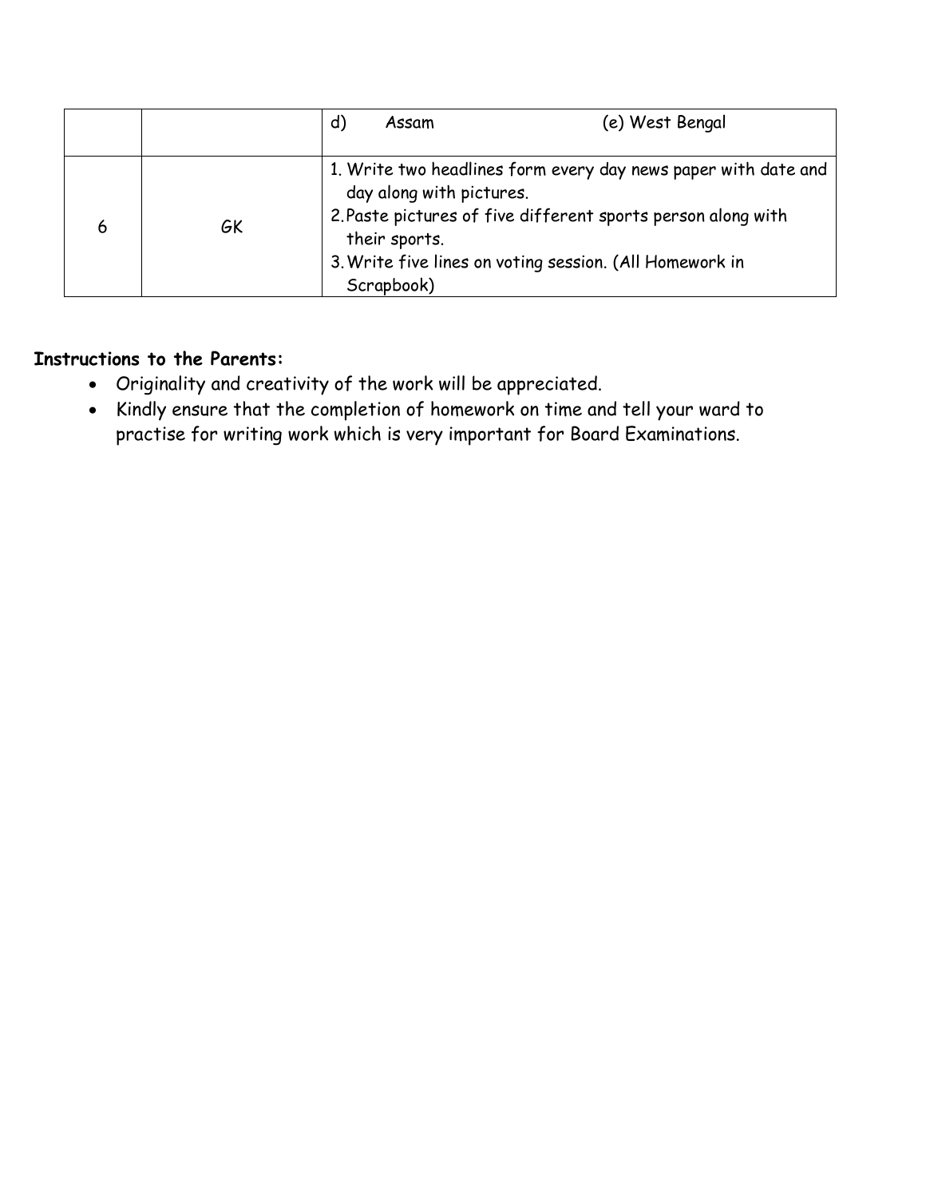| | | |
|---|---|---|
| | | d) Assam (e) West Bengal |
| 6 | GK | 1. Write two headlines form every day news paper with date and day along with pictures.<br>2. Paste pictures of five different sports person along with their sports.<br>3. Write five lines on voting session. (All Homework in Scrapbook) |

**Instructions to the Parents:**

- Originality and creativity of the work will be appreciated.
- Kindly ensure that the completion of homework on time and tell your ward to practise for writing work which is very important for Board Examinations.